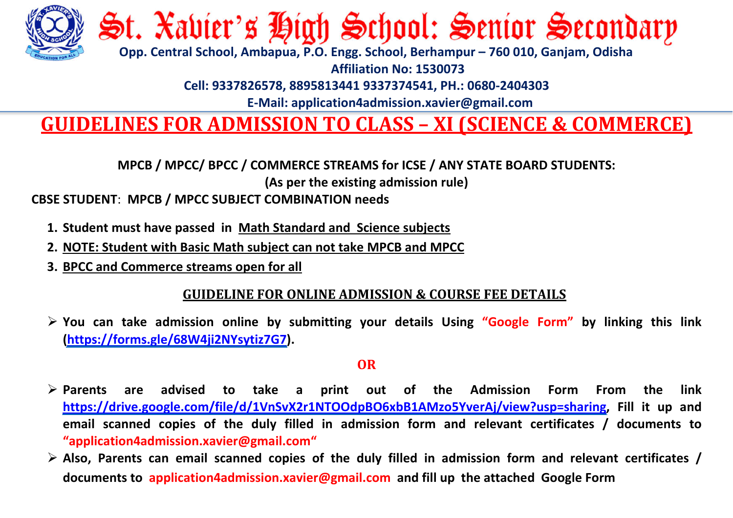# St. Xavier's High School: Senior Secondary

**Opp. Central School, Ambapua, P.O. Engg. School, Berhampur – 760 010, Ganjam, Odisha**

**Affiliation No: 1530073**

**Cell: 9337826578, 8895813441 9337374541, PH.: 0680-2404303**

**E-Mail: application4admission.xavier@gmail.com**

## GUIDELINES FOR ADMISSION TO CLASS – XI (SCIENCE & COMMERCE)

**MPCB / MPCC/ BPCC / COMMERCE STREAMS for ICSE / ANY STATE BOARD STUDENTS:**

**(As per the existing admission rule)**

**CBSE STUDENT**: **MPCB / MPCC SUBJECT COMBINATION needs**

1. **Student must have passed in Math Standard and Science subjects**
2. **NOTE: Student with Basic Math subject can not take MPCB and MPCC**
3. **BPCC and Commerce streams open for all**

### GUIDELINE FOR ONLINE ADMISSION & COURSE FEE DETAILS

- **You can take admission online by submitting your details Using "Google Form" by linking this link (https://forms.gle/68W4ji2NYsytiz7G7).**

**OR**

- **Parents are advised to take a print out of the Admission Form From the link https://drive.google.com/file/d/1VnSvX2r1NTOOdpBO6xbB1AMzo5YverAj/view?usp=sharing, Fill it up and email scanned copies of the duly filled in admission form and relevant certificates / documents to "application4admission.xavier@gmail.com"**
- **Also, Parents can email scanned copies of the duly filled in admission form and relevant certificates / documents to application4admission.xavier@gmail.com and fill up the attached Google Form**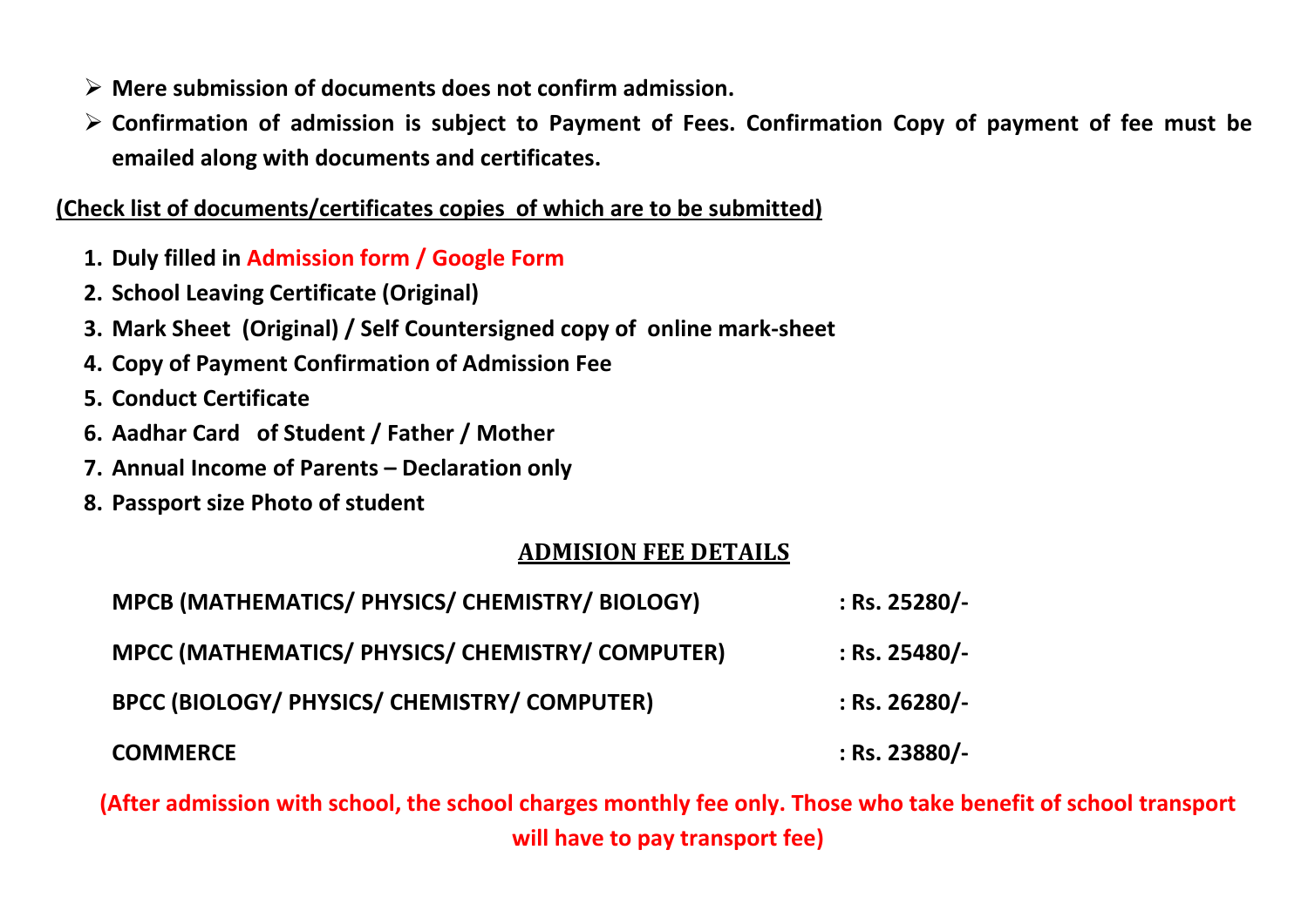- **Mere submission of documents does not confirm admission.**
- **Confirmation of admission is subject to Payment of Fees. Confirmation Copy of payment of fee must be emailed along with documents and certificates.**

**(Check list of documents/certificates copies of which are to be submitted)**

1. **Duly filled in Admission form / Google Form**
2. **School Leaving Certificate (Original)**
3. **Mark Sheet (Original) / Self Countersigned copy of online mark-sheet**
4. **Copy of Payment Confirmation of Admission Fee**
5. **Conduct Certificate**
6. **Aadhar Card of Student / Father / Mother**
7. **Annual Income of Parents – Declaration only**
8. **Passport size Photo of student**

## ADMISION FEE DETAILS

| Stream | Fee |
|---|---|
| **MPCB (MATHEMATICS/ PHYSICS/ CHEMISTRY/ BIOLOGY)** | **: Rs. 25280/-** |
| **MPCC (MATHEMATICS/ PHYSICS/ CHEMISTRY/ COMPUTER)** | **: Rs. 25480/-** |
| **BPCC (BIOLOGY/ PHYSICS/ CHEMISTRY/ COMPUTER)** | **: Rs. 26280/-** |
| **COMMERCE** | **: Rs. 23880/-** |

**(After admission with school, the school charges monthly fee only. Those who take benefit of school transport will have to pay transport fee)**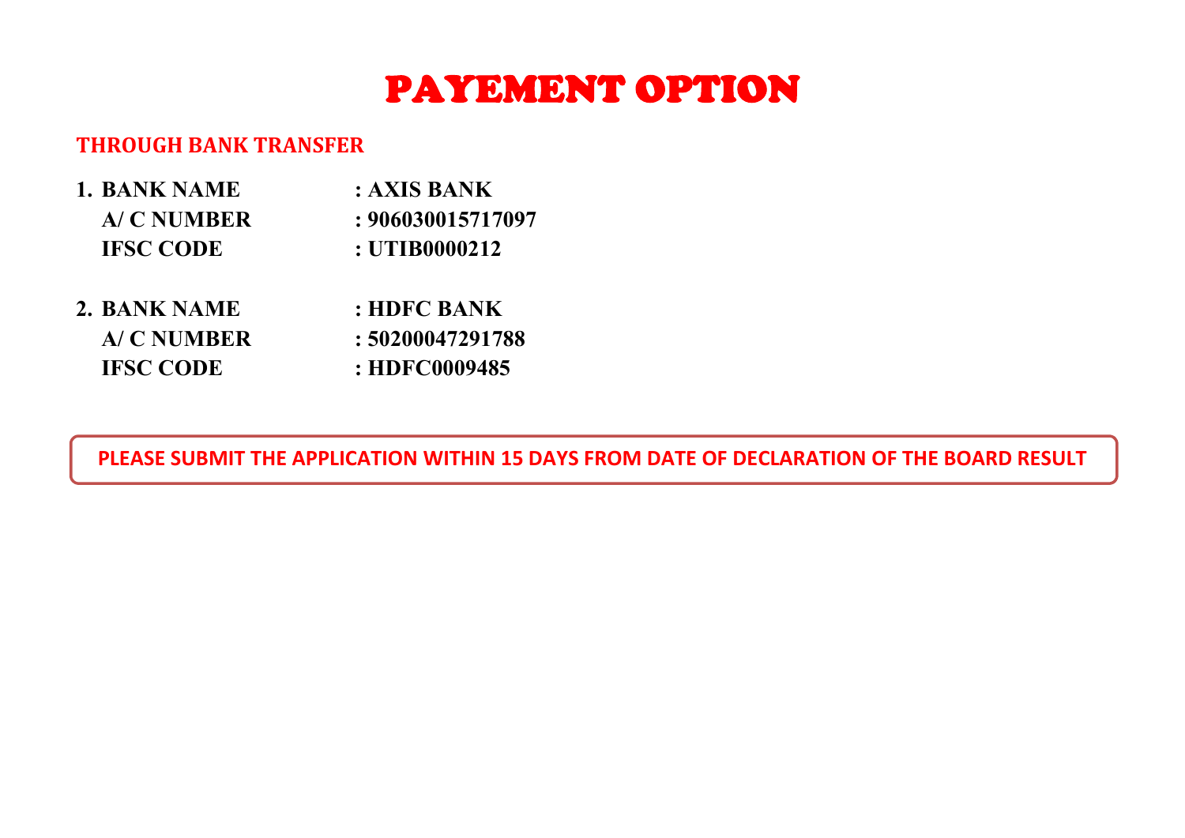# PAYEMENT OPTION

## THROUGH BANK TRANSFER

1. **BANK NAME : AXIS BANK**
   **A/ C NUMBER : 906030015717097**
   **IFSC CODE : UTIB0000212**

2. **BANK NAME : HDFC BANK**
   **A/ C NUMBER : 50200047291788**
   **IFSC CODE : HDFC0009485**

**PLEASE SUBMIT THE APPLICATION WITHIN 15 DAYS FROM DATE OF DECLARATION OF THE BOARD RESULT**